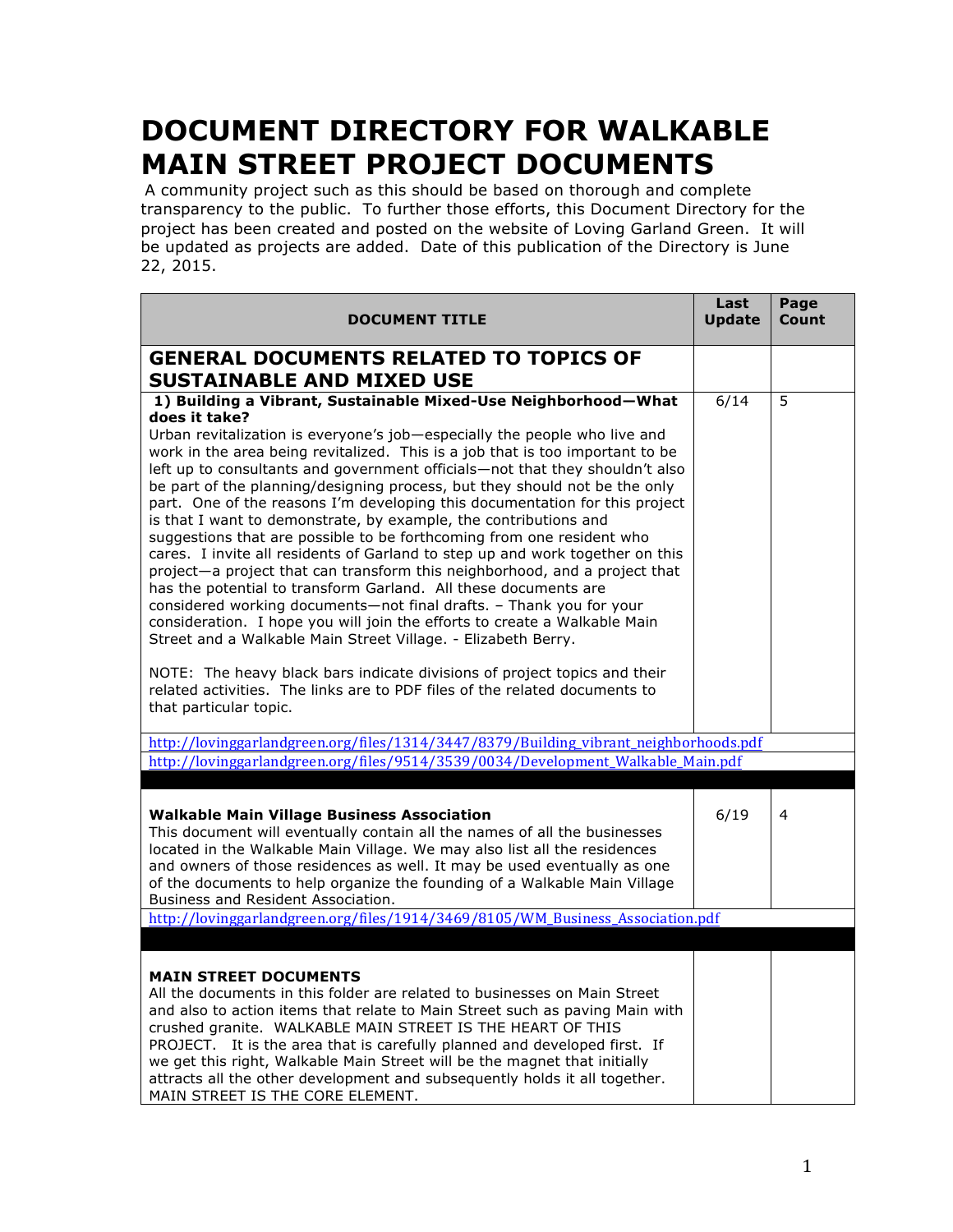# DOCUMENT DIRECTORY FOR WALKABLE MAIN STREET PROJECT DOCUMENTS

A community project such as this should be based on thorough and complete transparency to the public. To further those efforts, this Document Directory for the project has been created and posted on the website of Loving Garland Green. It will be updated as projects are added. Date of this publication of the Directory is June 22, 2015.

| DOCUMENT TITLE | Last Update | Page Count |
| --- | --- | --- |
| **GENERAL DOCUMENTS RELATED TO TOPICS OF SUSTAINABLE AND MIXED USE** | | |
| **1) Building a Vibrant, Sustainable Mixed-Use Neighborhood—What does it take?** Urban revitalization is everyone's job—especially the people who live and work in the area being revitalized. This is a job that is too important to be left up to consultants and government officials—not that they shouldn't also be part of the planning/designing process, but they should not be the only part. One of the reasons I'm developing this documentation for this project is that I want to demonstrate, by example, the contributions and suggestions that are possible to be forthcoming from one resident who cares. I invite all residents of Garland to step up and work together on this project—a project that can transform this neighborhood, and a project that has the potential to transform Garland. All these documents are considered working documents—not final drafts. – Thank you for your consideration. I hope you will join the efforts to create a Walkable Main Street and a Walkable Main Street Village. - Elizabeth Berry.<br><br>NOTE: The heavy black bars indicate divisions of project topics and their related activities. The links are to PDF files of the related documents to that particular topic. | 6/14 | 5 |
| http://lovinggarlandgreen.org/files/1314/3447/8379/Building_vibrant_neighborhoods.pdf | | |
| http://lovinggarlandgreen.org/files/9514/3539/0034/Development_Walkable_Main.pdf | | |
| | | |
| **Walkable Main Village Business Association** This document will eventually contain all the names of all the businesses located in the Walkable Main Village. We may also list all the residences and owners of those residences as well. It may be used eventually as one of the documents to help organize the founding of a Walkable Main Village Business and Resident Association. | 6/19 | 4 |
| http://lovinggarlandgreen.org/files/1914/3469/8105/WM_Business_Association.pdf | | |
| | | |
| **MAIN STREET DOCUMENTS** All the documents in this folder are related to businesses on Main Street and also to action items that relate to Main Street such as paving Main with crushed granite. WALKABLE MAIN STREET IS THE HEART OF THIS PROJECT. It is the area that is carefully planned and developed first. If we get this right, Walkable Main Street will be the magnet that initially attracts all the other development and subsequently holds it all together. MAIN STREET IS THE CORE ELEMENT. | | |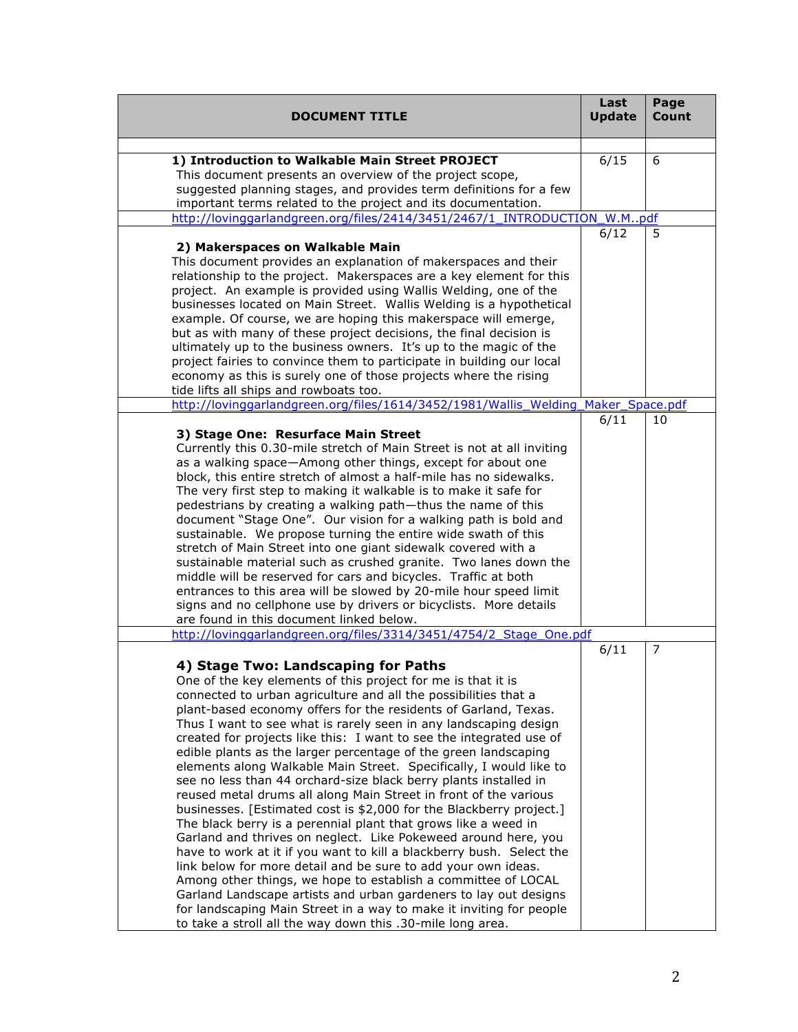| DOCUMENT TITLE | Last Update | Page Count |
|---|---|---|
| | | |
| **1) Introduction to Walkable Main Street PROJECT** This document presents an overview of the project scope, suggested planning stages, and provides term definitions for a few important terms related to the project and its documentation. | 6/15 | 6 |
| http://lovinggarlandgreen.org/files/2414/3451/2467/1_INTRODUCTION_W.M..pdf | | |
| **2) Makerspaces on Walkable Main** This document provides an explanation of makerspaces and their relationship to the project. Makerspaces are a key element for this project. An example is provided using Wallis Welding, one of the businesses located on Main Street. Wallis Welding is a hypothetical example. Of course, we are hoping this makerspace will emerge, but as with many of these project decisions, the final decision is ultimately up to the business owners. It's up to the magic of the project fairies to convince them to participate in building our local economy as this is surely one of those projects where the rising tide lifts all ships and rowboats too. | 6/12 | 5 |
| http://lovinggarlandgreen.org/files/1614/3452/1981/Wallis_Welding_Maker_Space.pdf | | |
| **3) Stage One: Resurface Main Street** Currently this 0.30-mile stretch of Main Street is not at all inviting as a walking space—Among other things, except for about one block, this entire stretch of almost a half-mile has no sidewalks. The very first step to making it walkable is to make it safe for pedestrians by creating a walking path—thus the name of this document "Stage One". Our vision for a walking path is bold and sustainable. We propose turning the entire wide swath of this stretch of Main Street into one giant sidewalk covered with a sustainable material such as crushed granite. Two lanes down the middle will be reserved for cars and bicycles. Traffic at both entrances to this area will be slowed by 20-mile hour speed limit signs and no cellphone use by drivers or bicyclists. More details are found in this document linked below. | 6/11 | 10 |
| http://lovinggarlandgreen.org/files/3314/3451/4754/2_Stage_One.pdf | | |
| **4) Stage Two: Landscaping for Paths** One of the key elements of this project for me is that it is connected to urban agriculture and all the possibilities that a plant-based economy offers for the residents of Garland, Texas. Thus I want to see what is rarely seen in any landscaping design created for projects like this: I want to see the integrated use of edible plants as the larger percentage of the green landscaping elements along Walkable Main Street. Specifically, I would like to see no less than 44 orchard-size black berry plants installed in reused metal drums all along Main Street in front of the various businesses. [Estimated cost is $2,000 for the Blackberry project.] The black berry is a perennial plant that grows like a weed in Garland and thrives on neglect. Like Pokeweed around here, you have to work at it if you want to kill a blackberry bush. Select the link below for more detail and be sure to add your own ideas. Among other things, we hope to establish a committee of LOCAL Garland Landscape artists and urban gardeners to lay out designs for landscaping Main Street in a way to make it inviting for people to take a stroll all the way down this .30-mile long area. | 6/11 | 7 |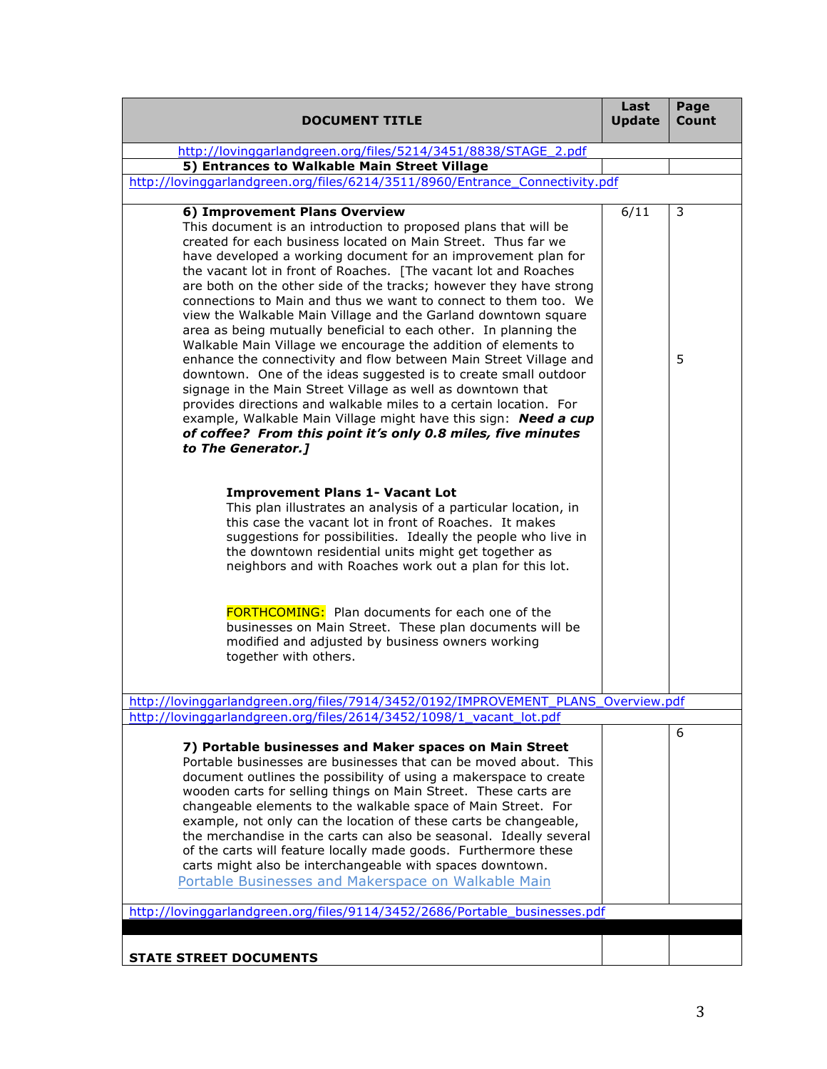| DOCUMENT TITLE | Last Update | Page Count |
|---|---|---|
| http://lovinggarlandgreen.org/files/5214/3451/8838/STAGE_2.pdf | | |
| **5) Entrances to Walkable Main Street Village** | | |
| http://lovinggarlandgreen.org/files/6214/3511/8960/Entrance_Connectivity.pdf | | |
| **6) Improvement Plans Overview** This document is an introduction to proposed plans that will be created for each business located on Main Street. Thus far we have developed a working document for an improvement plan for the vacant lot in front of Roaches. [The vacant lot and Roaches are both on the other side of the tracks; however they have strong connections to Main and thus we want to connect to them too. We view the Walkable Main Village and the Garland downtown square area as being mutually beneficial to each other. In planning the Walkable Main Village we encourage the addition of elements to enhance the connectivity and flow between Main Street Village and downtown. One of the ideas suggested is to create small outdoor signage in the Main Street Village as well as downtown that provides directions and walkable miles to a certain location. For example, Walkable Main Village might have this sign: ***Need a cup of coffee? From this point it's only 0.8 miles, five minutes to The Generator.]*** <br><br> **Improvement Plans 1- Vacant Lot** This plan illustrates an analysis of a particular location, in this case the vacant lot in front of Roaches. It makes suggestions for possibilities. Ideally the people who live in the downtown residential units might get together as neighbors and with Roaches work out a plan for this lot. <br><br> FORTHCOMING: Plan documents for each one of the businesses on Main Street. These plan documents will be modified and adjusted by business owners working together with others. | 6/11 | 3 <br><br> 5 |
| http://lovinggarlandgreen.org/files/7914/3452/0192/IMPROVEMENT_PLANS_Overview.pdf | | |
| http://lovinggarlandgreen.org/files/2614/3452/1098/1_vacant_lot.pdf | | |
| **7) Portable businesses and Maker spaces on Main Street** Portable businesses are businesses that can be moved about. This document outlines the possibility of using a makerspace to create wooden carts for selling things on Main Street. These carts are changeable elements to the walkable space of Main Street. For example, not only can the location of these carts be changeable, the merchandise in the carts can also be seasonal. Ideally several of the carts will feature locally made goods. Furthermore these carts might also be interchangeable with spaces downtown. Portable Businesses and Makerspace on Walkable Main | | 6 |
| http://lovinggarlandgreen.org/files/9114/3452/2686/Portable_businesses.pdf | | |
| | | |
| **STATE STREET DOCUMENTS** | | |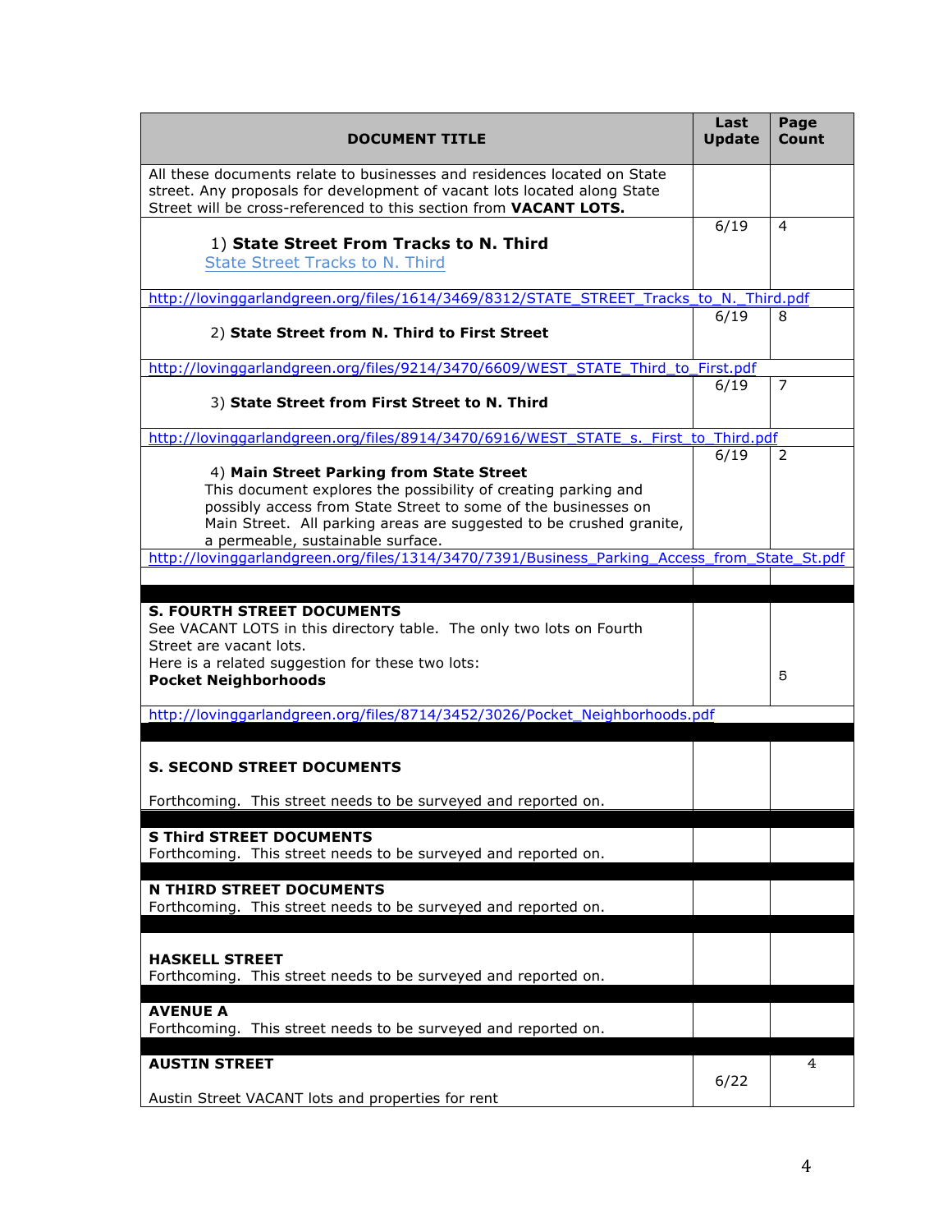| DOCUMENT TITLE | Last Update | Page Count |
|---|---|---|
| All these documents relate to businesses and residences located on State street. Any proposals for development of vacant lots located along State Street will be cross-referenced to this section from **VACANT LOTS.** | | |
| 1) **State Street From Tracks to N. Third**<br>State Street Tracks to N. Third | 6/19 | 4 |
| http://lovinggarlandgreen.org/files/1614/3469/8312/STATE_STREET_Tracks_to_N._Third.pdf | | |
| 2) **State Street from N. Third to First Street** | 6/19 | 8 |
| http://lovinggarlandgreen.org/files/9214/3470/6609/WEST_STATE_Third_to_First.pdf | | |
| 3) **State Street from First Street to N. Third** | 6/19 | 7 |
| http://lovinggarlandgreen.org/files/8914/3470/6916/WEST_STATE_s._First_to_Third.pdf | | |
| 4) **Main Street Parking from State Street**<br>This document explores the possibility of creating parking and possibly access from State Street to some of the businesses on Main Street. All parking areas are suggested to be crushed granite, a permeable, sustainable surface. | 6/19 | 2 |
| http://lovinggarlandgreen.org/files/1314/3470/7391/Business_Parking_Access_from_State_St.pdf | | |
| | | |
| **S. FOURTH STREET DOCUMENTS**<br>See VACANT LOTS in this directory table. The only two lots on Fourth Street are vacant lots.<br>Here is a related suggestion for these two lots:<br>**Pocket Neighborhoods** | | 5 |
| http://lovinggarlandgreen.org/files/8714/3452/3026/Pocket_Neighborhoods.pdf | | |
| **S. SECOND STREET DOCUMENTS**<br>Forthcoming. This street needs to be surveyed and reported on. | | |
| **S Third STREET DOCUMENTS**<br>Forthcoming. This street needs to be surveyed and reported on. | | |
| **N THIRD STREET DOCUMENTS**<br>Forthcoming. This street needs to be surveyed and reported on. | | |
| **HASKELL STREET**<br>Forthcoming. This street needs to be surveyed and reported on. | | |
| **AVENUE A**<br>Forthcoming. This street needs to be surveyed and reported on. | | |
| **AUSTIN STREET**<br>Austin Street VACANT lots and properties for rent | 6/22 | 4 |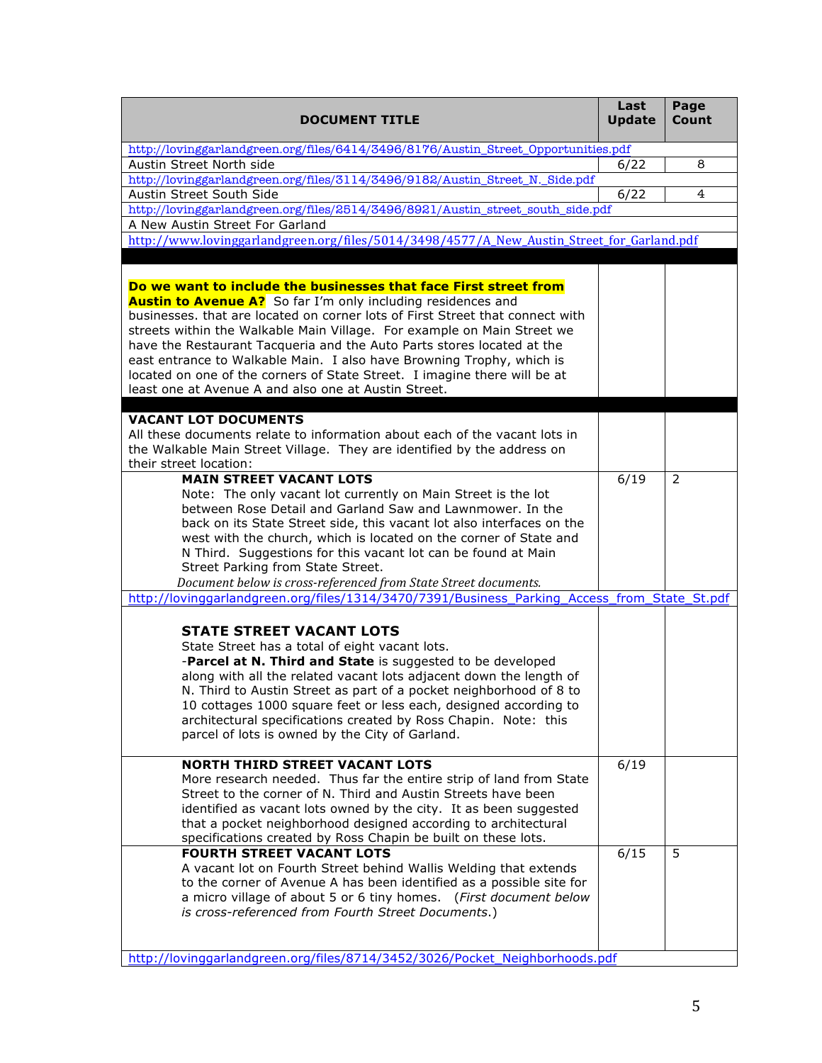| DOCUMENT TITLE | Last Update | Page Count |
|---|---|---|
| http://lovinggarlandgreen.org/files/6414/3496/8176/Austin_Street_Opportunities.pdf | | |
| Austin Street North side | 6/22 | 8 |
| http://lovinggarlandgreen.org/files/3114/3496/9182/Austin_Street_N._Side.pdf | | |
| Austin Street South Side | 6/22 | 4 |
| http://lovinggarlandgreen.org/files/2514/3496/8921/Austin_street_south_side.pdf | | |
| A New Austin Street For Garland | | |
| http://www.lovinggarlandgreen.org/files/5014/3498/4577/A_New_Austin_Street_for_Garland.pdf | | |
| | | |
| **Do we want to include the businesses that face First street from Austin to Avenue A?** So far I'm only including residences and businesses. that are located on corner lots of First Street that connect with streets within the Walkable Main Village. For example on Main Street we have the Restaurant Tacqueria and the Auto Parts stores located at the east entrance to Walkable Main. I also have Browning Trophy, which is located on one of the corners of State Street. I imagine there will be at least one at Avenue A and also one at Austin Street. | | |
| | | |
| **VACANT LOT DOCUMENTS**<br>All these documents relate to information about each of the vacant lots in the Walkable Main Street Village. They are identified by the address on their street location: | | |
| **MAIN STREET VACANT LOTS**<br>Note: The only vacant lot currently on Main Street is the lot between Rose Detail and Garland Saw and Lawnmower. In the back on its State Street side, this vacant lot also interfaces on the west with the church, which is located on the corner of State and N Third. Suggestions for this vacant lot can be found at Main Street Parking from State Street.<br>*Document below is cross-referenced from State Street documents.* | 6/19 | 2 |
| http://lovinggarlandgreen.org/files/1314/3470/7391/Business_Parking_Access_from_State_St.pdf | | |
| **STATE STREET VACANT LOTS**<br>State Street has a total of eight vacant lots.<br>-**Parcel at N. Third and State** is suggested to be developed along with all the related vacant lots adjacent down the length of N. Third to Austin Street as part of a pocket neighborhood of 8 to 10 cottages 1000 square feet or less each, designed according to architectural specifications created by Ross Chapin. Note: this parcel of lots is owned by the City of Garland. | | |
| **NORTH THIRD STREET VACANT LOTS**<br>More research needed. Thus far the entire strip of land from State Street to the corner of N. Third and Austin Streets have been identified as vacant lots owned by the city. It as been suggested that a pocket neighborhood designed according to architectural specifications created by Ross Chapin be built on these lots. | 6/19 | |
| **FOURTH STREET VACANT LOTS**<br>A vacant lot on Fourth Street behind Wallis Welding that extends to the corner of Avenue A has been identified as a possible site for a micro village of about 5 or 6 tiny homes. (*First document below is cross-referenced from Fourth Street Documents.*) | 6/15 | 5 |
| http://lovinggarlandgreen.org/files/8714/3452/3026/Pocket_Neighborhoods.pdf | | |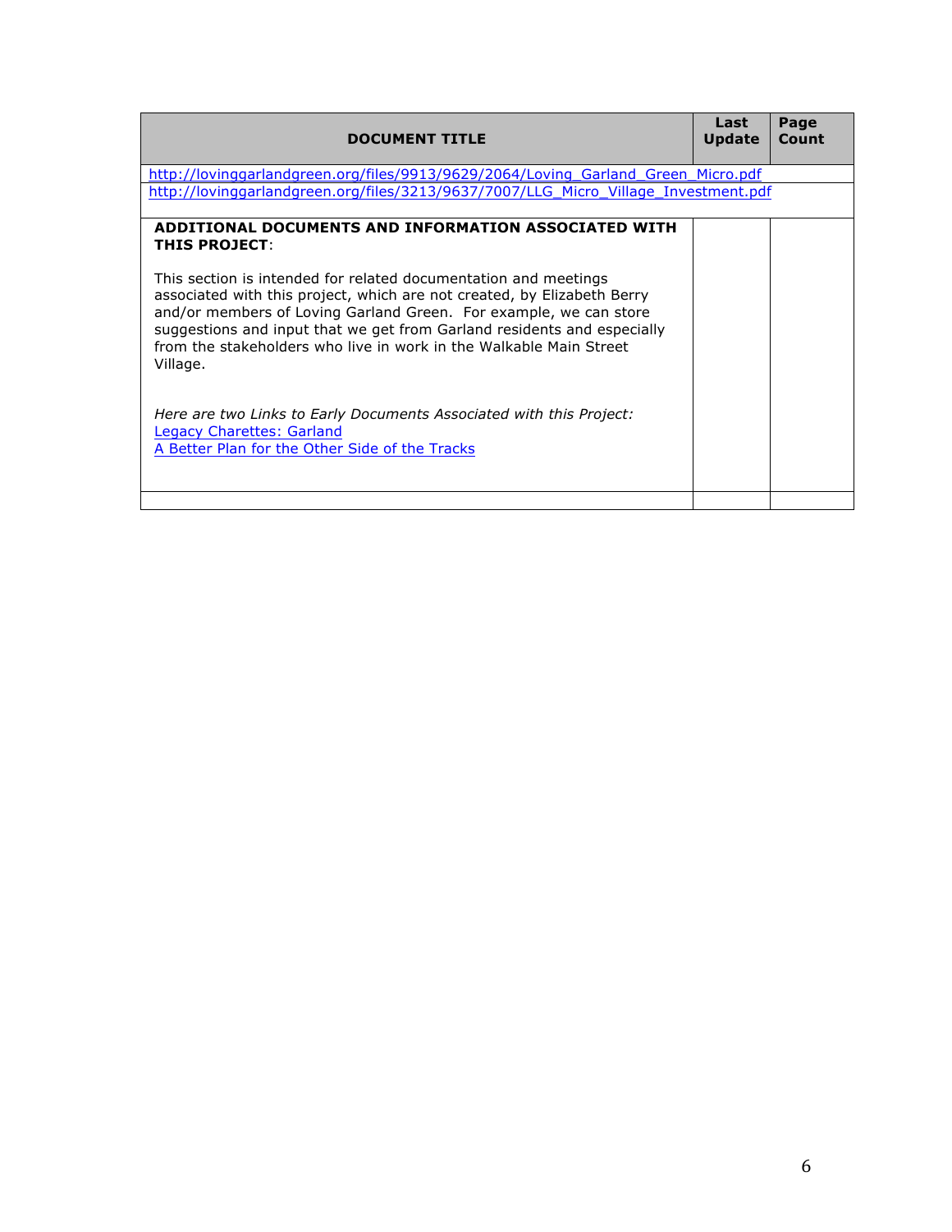| DOCUMENT TITLE | Last Update | Page Count |
|---|---|---|
| http://lovinggarlandgreen.org/files/9913/9629/2064/Loving_Garland_Green_Micro.pdf | | |
| http://lovinggarlandgreen.org/files/3213/9637/7007/LLG_Micro_Village_Investment.pdf | | |
| **ADDITIONAL DOCUMENTS AND INFORMATION ASSOCIATED WITH THIS PROJECT**:<br><br>This section is intended for related documentation and meetings associated with this project, which are not created, by Elizabeth Berry and/or members of Loving Garland Green. For example, we can store suggestions and input that we get from Garland residents and especially from the stakeholders who live in work in the Walkable Main Street Village.<br><br>*Here are two Links to Early Documents Associated with this Project:*<br>Legacy Charettes: Garland<br>A Better Plan for the Other Side of the Tracks | | |
| | | |